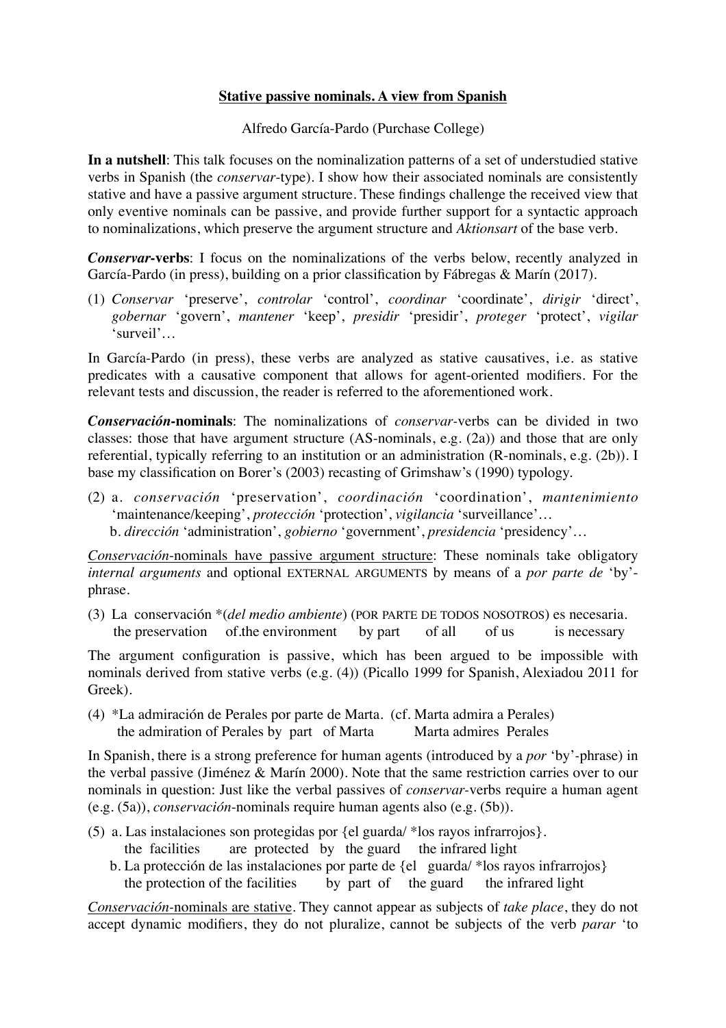**Stative passive nominals. A view from Spanish**

Alfredo García-Pardo (Purchase College)

**In a nutshell**: This talk focuses on the nominalization patterns of a set of understudied stative verbs in Spanish (the *conservar*-type). I show how their associated nominals are consistently stative and have a passive argument structure. These findings challenge the received view that only eventive nominals can be passive, and provide further support for a syntactic approach to nominalizations, which preserve the argument structure and *Aktionsart* of the base verb.

***Conservar*-verbs**: I focus on the nominalizations of the verbs below, recently analyzed in García-Pardo (in press), building on a prior classification by Fábregas & Marín (2017).

(1) *Conservar* 'preserve', *controlar* 'control', *coordinar* 'coordinate', *dirigir* 'direct', *gobernar* 'govern', *mantener* 'keep', *presidir* 'presidir', *proteger* 'protect', *vigilar* 'surveil'…

In García-Pardo (in press), these verbs are analyzed as stative causatives, i.e. as stative predicates with a causative component that allows for agent-oriented modifiers. For the relevant tests and discussion, the reader is referred to the aforementioned work.

***Conservación*-nominals**: The nominalizations of *conservar*-verbs can be divided in two classes: those that have argument structure (AS-nominals, e.g. (2a)) and those that are only referential, typically referring to an institution or an administration (R-nominals, e.g. (2b)). I base my classification on Borer's (2003) recasting of Grimshaw's (1990) typology.

(2) a. *conservación* 'preservation', *coordinación* 'coordination', *mantenimiento* 'maintenance/keeping', *protección* 'protection', *vigilancia* 'surveillance'…
  b. *dirección* 'administration', *gobierno* 'government', *presidencia* 'presidency'…

<u>*Conservación*-nominals have passive argument structure</u>: These nominals take obligatory *internal arguments* and optional EXTERNAL ARGUMENTS by means of a *por parte de* 'by'-phrase.

(3) La conservación *(*del medio ambiente*) (POR PARTE DE TODOS NOSOTROS) es necesaria.
  the preservation of.the environment by part of all of us is necessary

The argument configuration is passive, which has been argued to be impossible with nominals derived from stative verbs (e.g. (4)) (Picallo 1999 for Spanish, Alexiadou 2011 for Greek).

(4) *La admiración de Perales por parte de Marta. (cf. Marta admira a Perales)
  the admiration of Perales by part of Marta   Marta admires Perales

In Spanish, there is a strong preference for human agents (introduced by a *por* 'by'-phrase) in the verbal passive (Jiménez & Marín 2000). Note that the same restriction carries over to our nominals in question: Just like the verbal passives of *conservar*-verbs require a human agent (e.g. (5a)), *conservación*-nominals require human agents also (e.g. (5b)).

(5) a. Las instalaciones son protegidas por {el guarda/ *los rayos infrarrojos}.
  the facilities are protected by the guard the infrared light
  b. La protección de las instalaciones por parte de {el guarda/ *los rayos infrarrojos}
  the protection of the facilities by part of the guard the infrared light

<u>*Conservación*-nominals are stative</u>. They cannot appear as subjects of *take place*, they do not accept dynamic modifiers, they do not pluralize, cannot be subjects of the verb *parar* 'to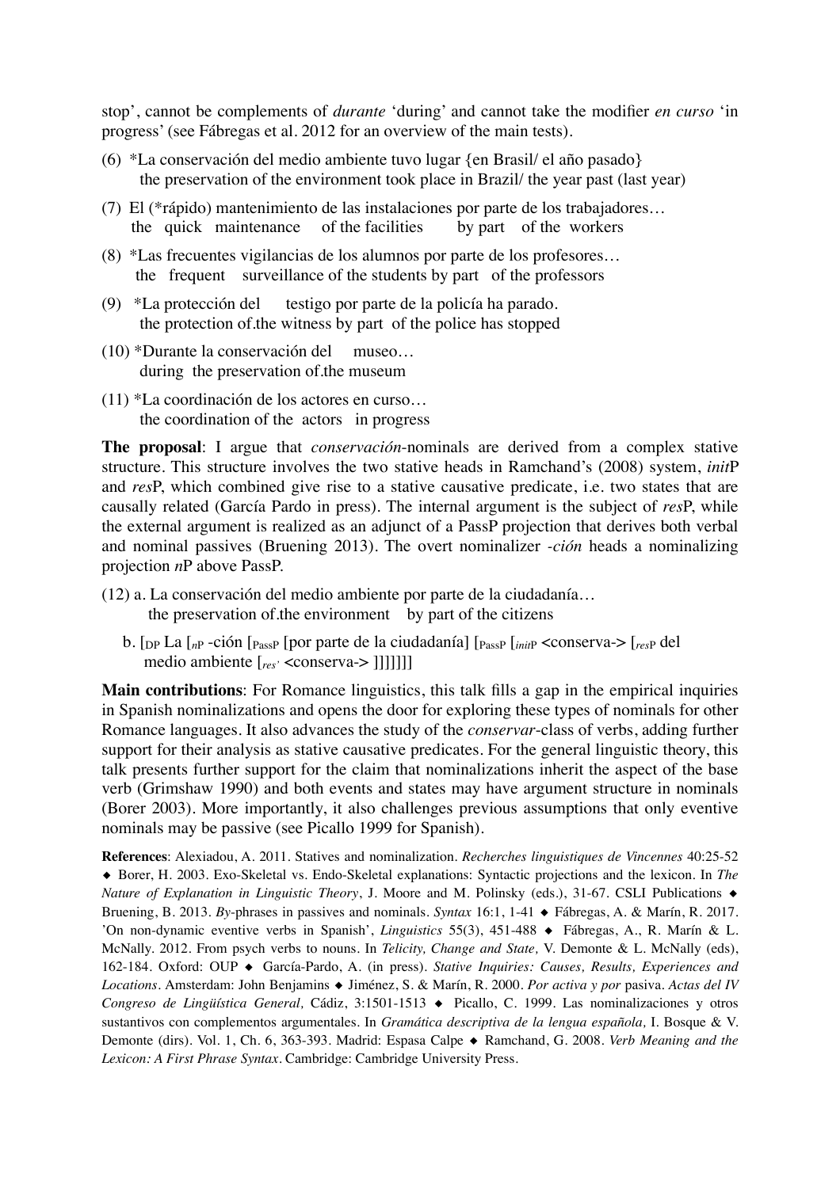stop', cannot be complements of *durante* 'during' and cannot take the modifier *en curso* 'in progress' (see Fábregas et al. 2012 for an overview of the main tests).

(6) *La conservación del medio ambiente tuvo lugar {en Brasil/ el año pasado}
 the preservation of the environment took place in Brazil/ the year past (last year)

(7) El (*rápido) mantenimiento de las instalaciones por parte de los trabajadores…
 the quick maintenance of the facilities by part of the workers

(8) *Las frecuentes vigilancias de los alumnos por parte de los profesores…
 the frequent surveillance of the students by part of the professors

(9) *La protección del testigo por parte de la policía ha parado.
 the protection of.the witness by part of the police has stopped

(10) *Durante la conservación del museo…
 during the preservation of.the museum

(11) *La coordinación de los actores en curso…
 the coordination of the actors in progress

**The proposal**: I argue that *conservación*-nominals are derived from a complex stative structure. This structure involves the two stative heads in Ramchand's (2008) system, *init*P and *res*P, which combined give rise to a stative causative predicate, i.e. two states that are causally related (García Pardo in press). The internal argument is the subject of *res*P, while the external argument is realized as an adjunct of a PassP projection that derives both verbal and nominal passives (Bruening 2013). The overt nominalizer *-ción* heads a nominalizing projection *n*P above PassP.

(12) a. La conservación del medio ambiente por parte de la ciudadanía…
 the preservation of.the environment by part of the citizens

b. [$_{DP}$ La [$_{nP}$ -ción [$_{PassP}$ [por parte de la ciudadanía] [$_{PassP}$ [$_{initP}$ <conserva-> [$_{resP}$ del medio ambiente [$_{res'}$ <conserva-> ]]]]]]]

**Main contributions**: For Romance linguistics, this talk fills a gap in the empirical inquiries in Spanish nominalizations and opens the door for exploring these types of nominals for other Romance languages. It also advances the study of the *conservar*-class of verbs, adding further support for their analysis as stative causative predicates. For the general linguistic theory, this talk presents further support for the claim that nominalizations inherit the aspect of the base verb (Grimshaw 1990) and both events and states may have argument structure in nominals (Borer 2003). More importantly, it also challenges previous assumptions that only eventive nominals may be passive (see Picallo 1999 for Spanish).

**References**: Alexiadou, A. 2011. Statives and nominalization. *Recherches linguistiques de Vincennes* 40:25-52 ◆ Borer, H. 2003. Exo-Skeletal vs. Endo-Skeletal explanations: Syntactic projections and the lexicon. In *The Nature of Explanation in Linguistic Theory*, J. Moore and M. Polinsky (eds.), 31-67. CSLI Publications ◆ Bruening, B. 2013. *By*-phrases in passives and nominals. *Syntax* 16:1, 1-41 ◆ Fábregas, A. & Marín, R. 2017. 'On non-dynamic eventive verbs in Spanish', *Linguistics* 55(3), 451-488 ◆ Fábregas, A., R. Marín & L. McNally. 2012. From psych verbs to nouns. In *Telicity, Change and State,* V. Demonte & L. McNally (eds), 162-184. Oxford: OUP ◆ García-Pardo, A. (in press). *Stative Inquiries: Causes, Results, Experiences and Locations*. Amsterdam: John Benjamins ◆ Jiménez, S. & Marín, R. 2000. *Por activa y por* pasiva. *Actas del IV Congreso de Lingüística General,* Cádiz, 3:1501-1513 ◆ Picallo, C. 1999. Las nominalizaciones y otros sustantivos con complementos argumentales. In *Gramática descriptiva de la lengua española,* I. Bosque & V. Demonte (dirs). Vol. 1, Ch. 6, 363-393. Madrid: Espasa Calpe ◆ Ramchand, G. 2008. *Verb Meaning and the Lexicon: A First Phrase Syntax*. Cambridge: Cambridge University Press.